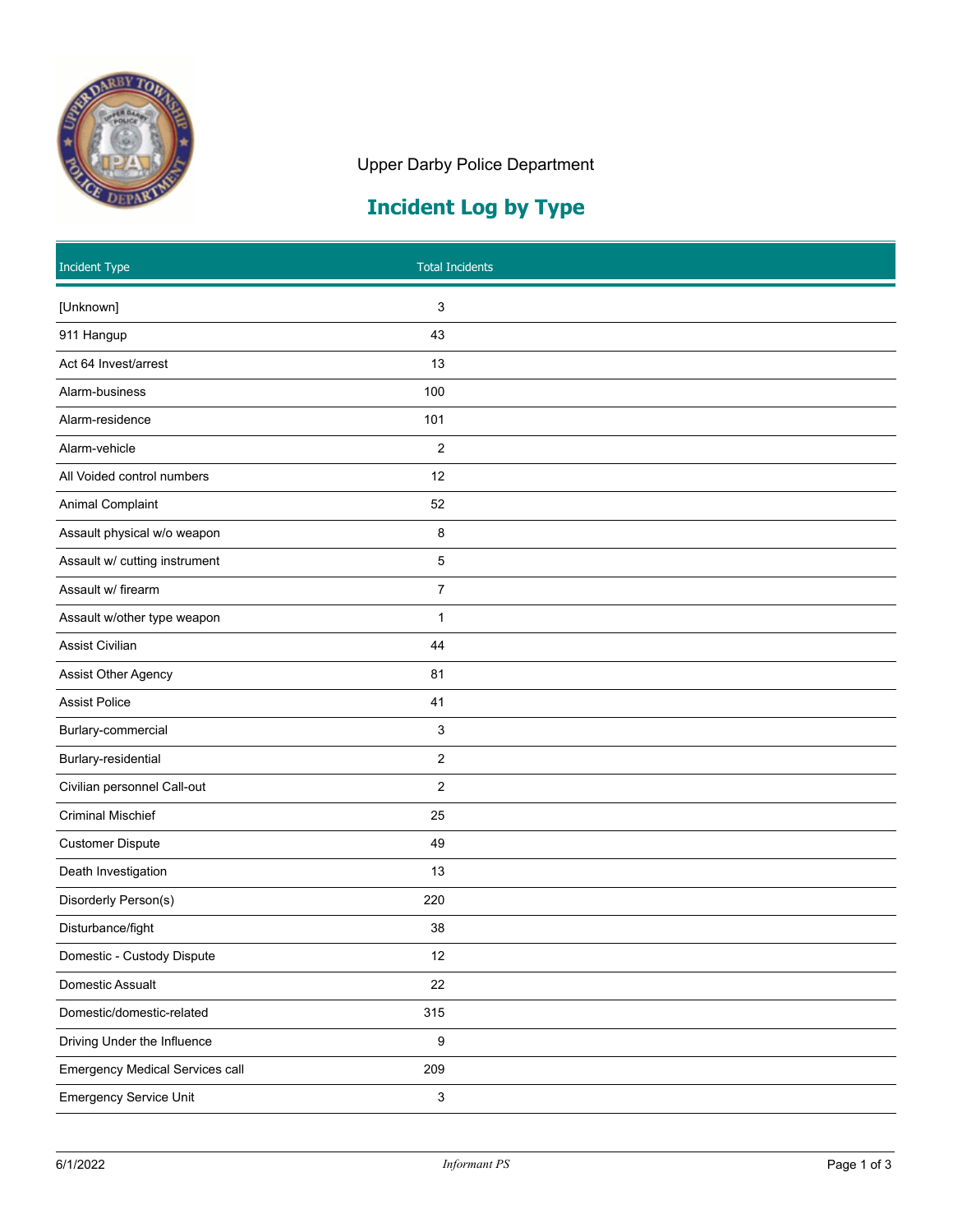Upper Darby Police Department

# Incident Log by Type

| Incident Type | Total Incidents |
|---|---|
| [Unknown] | 3 |
| 911 Hangup | 43 |
| Act 64 Invest/arrest | 13 |
| Alarm-business | 100 |
| Alarm-residence | 101 |
| Alarm-vehicle | 2 |
| All Voided control numbers | 12 |
| Animal Complaint | 52 |
| Assault physical w/o weapon | 8 |
| Assault w/ cutting instrument | 5 |
| Assault w/ firearm | 7 |
| Assault w/other type weapon | 1 |
| Assist Civilian | 44 |
| Assist Other Agency | 81 |
| Assist Police | 41 |
| Burlary-commercial | 3 |
| Burlary-residential | 2 |
| Civilian personnel Call-out | 2 |
| Criminal Mischief | 25 |
| Customer Dispute | 49 |
| Death Investigation | 13 |
| Disorderly Person(s) | 220 |
| Disturbance/fight | 38 |
| Domestic - Custody Dispute | 12 |
| Domestic Assault | 22 |
| Domestic/domestic-related | 315 |
| Driving Under the Influence | 9 |
| Emergency Medical Services call | 209 |
| Emergency Service Unit | 3 |

6/1/2022 *Informant PS*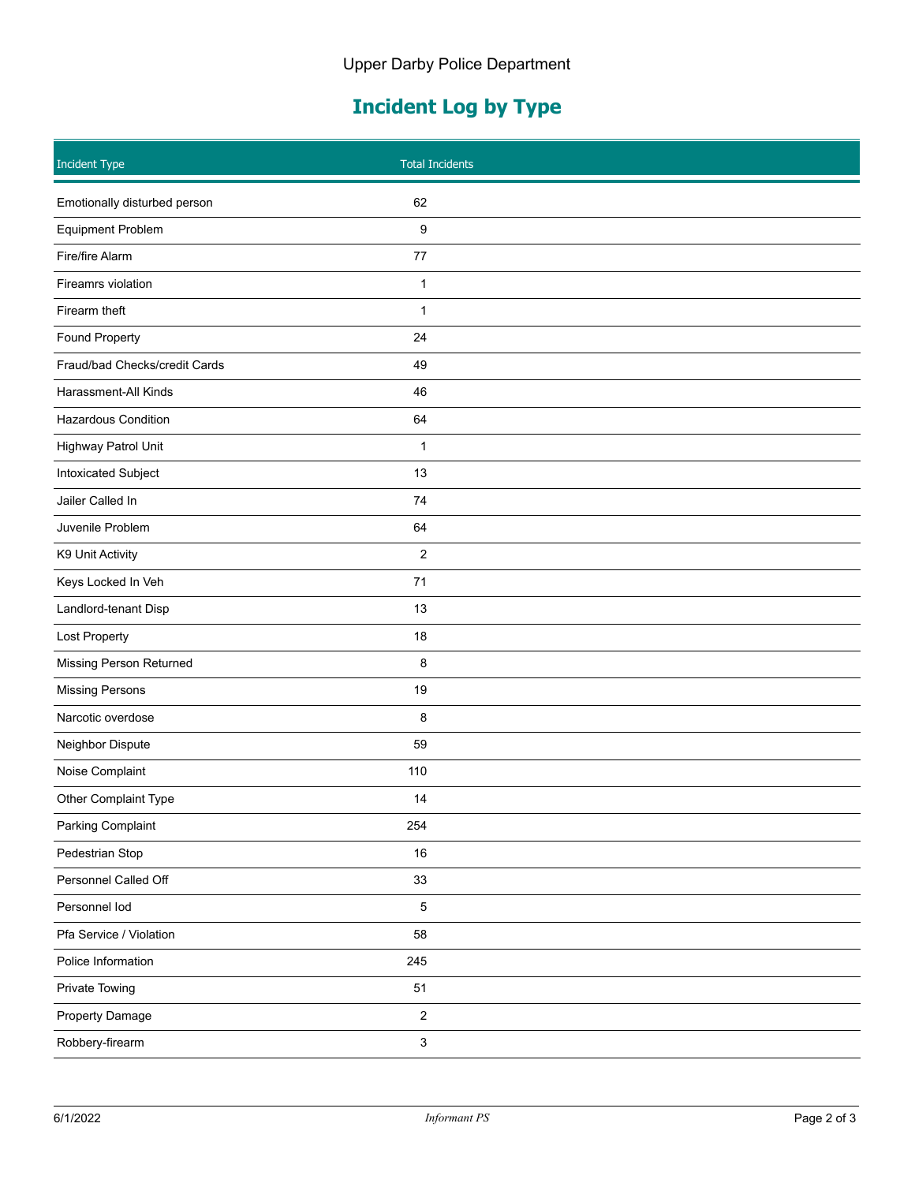Upper Darby Police Department

# Incident Log by Type

| Incident Type | Total Incidents |
| --- | --- |
| Emotionally disturbed person | 62 |
| Equipment Problem | 9 |
| Fire/fire Alarm | 77 |
| Fireamrs violation | 1 |
| Firearm theft | 1 |
| Found Property | 24 |
| Fraud/bad Checks/credit Cards | 49 |
| Harassment-All Kinds | 46 |
| Hazardous Condition | 64 |
| Highway Patrol Unit | 1 |
| Intoxicated Subject | 13 |
| Jailer Called In | 74 |
| Juvenile Problem | 64 |
| K9 Unit Activity | 2 |
| Keys Locked In Veh | 71 |
| Landlord-tenant Disp | 13 |
| Lost Property | 18 |
| Missing Person Returned | 8 |
| Missing Persons | 19 |
| Narcotic overdose | 8 |
| Neighbor Dispute | 59 |
| Noise Complaint | 110 |
| Other Complaint Type | 14 |
| Parking Complaint | 254 |
| Pedestrian Stop | 16 |
| Personnel Called Off | 33 |
| Personnel Iod | 5 |
| Pfa Service / Violation | 58 |
| Police Information | 245 |
| Private Towing | 51 |
| Property Damage | 2 |
| Robbery-firearm | 3 |

6/1/2022 *Informant PS*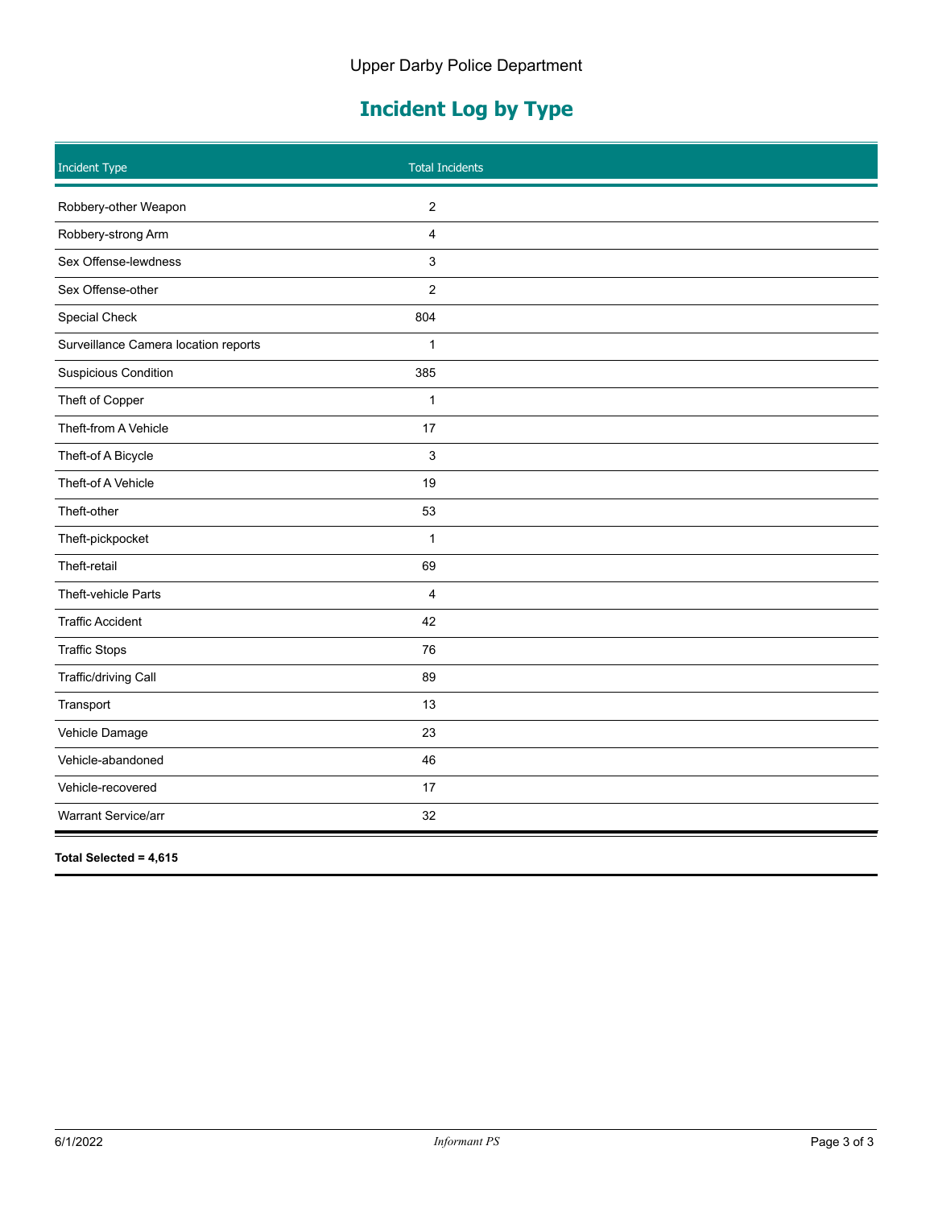Upper Darby Police Department

# Incident Log by Type

| Incident Type | Total Incidents |
|---|---|
| Robbery-other Weapon | 2 |
| Robbery-strong Arm | 4 |
| Sex Offense-lewdness | 3 |
| Sex Offense-other | 2 |
| Special Check | 804 |
| Surveillance Camera location reports | 1 |
| Suspicious Condition | 385 |
| Theft of Copper | 1 |
| Theft-from A Vehicle | 17 |
| Theft-of A Bicycle | 3 |
| Theft-of A Vehicle | 19 |
| Theft-other | 53 |
| Theft-pickpocket | 1 |
| Theft-retail | 69 |
| Theft-vehicle Parts | 4 |
| Traffic Accident | 42 |
| Traffic Stops | 76 |
| Traffic/driving Call | 89 |
| Transport | 13 |
| Vehicle Damage | 23 |
| Vehicle-abandoned | 46 |
| Vehicle-recovered | 17 |
| Warrant Service/arr | 32 |

**Total Selected = 4,615**

6/1/2022 *Informant PS*